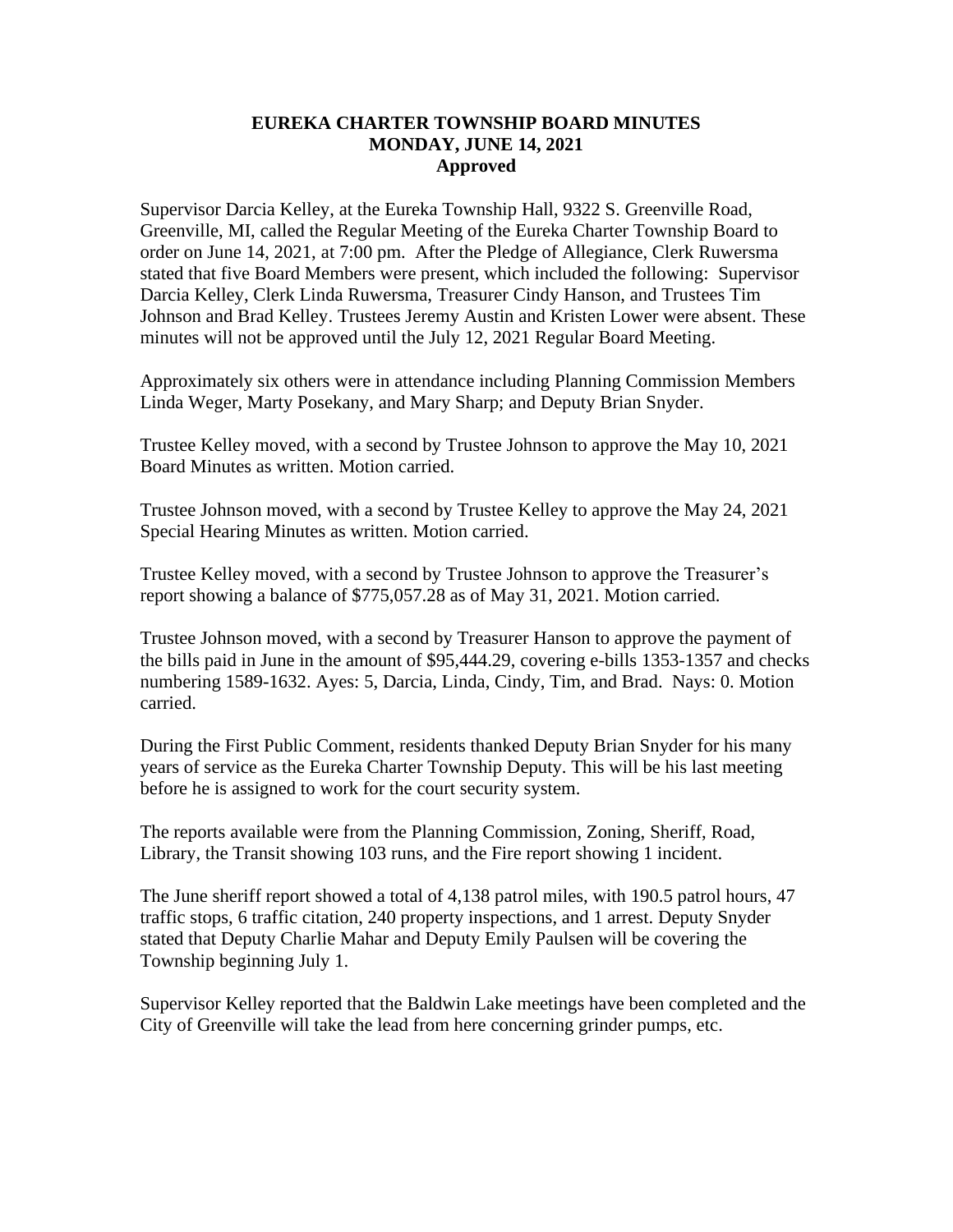# EUREKA CHARTER TOWNSHIP BOARD MINUTES
## MONDAY, JUNE 14, 2021
### Approved

Supervisor Darcia Kelley, at the Eureka Township Hall, 9322 S. Greenville Road, Greenville, MI, called the Regular Meeting of the Eureka Charter Township Board to order on June 14, 2021, at 7:00 pm. After the Pledge of Allegiance, Clerk Ruwersma stated that five Board Members were present, which included the following: Supervisor Darcia Kelley, Clerk Linda Ruwersma, Treasurer Cindy Hanson, and Trustees Tim Johnson and Brad Kelley. Trustees Jeremy Austin and Kristen Lower were absent. These minutes will not be approved until the July 12, 2021 Regular Board Meeting.

Approximately six others were in attendance including Planning Commission Members Linda Weger, Marty Posekany, and Mary Sharp; and Deputy Brian Snyder.

Trustee Kelley moved, with a second by Trustee Johnson to approve the May 10, 2021 Board Minutes as written. Motion carried.

Trustee Johnson moved, with a second by Trustee Kelley to approve the May 24, 2021 Special Hearing Minutes as written. Motion carried.

Trustee Kelley moved, with a second by Trustee Johnson to approve the Treasurer's report showing a balance of $775,057.28 as of May 31, 2021. Motion carried.

Trustee Johnson moved, with a second by Treasurer Hanson to approve the payment of the bills paid in June in the amount of $95,444.29, covering e-bills 1353-1357 and checks numbering 1589-1632. Ayes: 5, Darcia, Linda, Cindy, Tim, and Brad. Nays: 0. Motion carried.

During the First Public Comment, residents thanked Deputy Brian Snyder for his many years of service as the Eureka Charter Township Deputy. This will be his last meeting before he is assigned to work for the court security system.

The reports available were from the Planning Commission, Zoning, Sheriff, Road, Library, the Transit showing 103 runs, and the Fire report showing 1 incident.

The June sheriff report showed a total of 4,138 patrol miles, with 190.5 patrol hours, 47 traffic stops, 6 traffic citation, 240 property inspections, and 1 arrest. Deputy Snyder stated that Deputy Charlie Mahar and Deputy Emily Paulsen will be covering the Township beginning July 1.

Supervisor Kelley reported that the Baldwin Lake meetings have been completed and the City of Greenville will take the lead from here concerning grinder pumps, etc.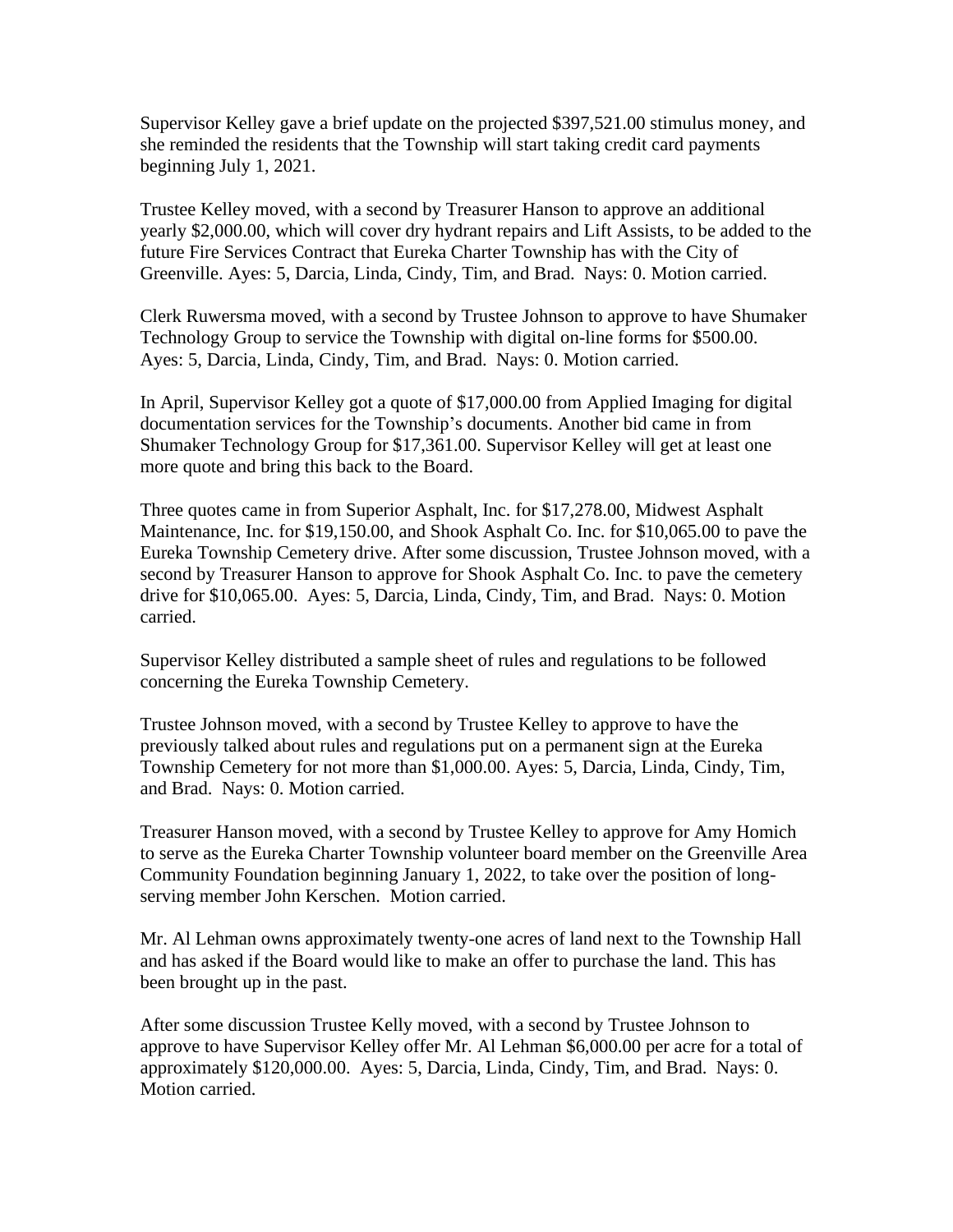Supervisor Kelley gave a brief update on the projected $397,521.00 stimulus money, and she reminded the residents that the Township will start taking credit card payments beginning July 1, 2021.

Trustee Kelley moved, with a second by Treasurer Hanson to approve an additional yearly $2,000.00, which will cover dry hydrant repairs and Lift Assists, to be added to the future Fire Services Contract that Eureka Charter Township has with the City of Greenville. Ayes: 5, Darcia, Linda, Cindy, Tim, and Brad. Nays: 0. Motion carried.

Clerk Ruwersma moved, with a second by Trustee Johnson to approve to have Shumaker Technology Group to service the Township with digital on-line forms for $500.00. Ayes: 5, Darcia, Linda, Cindy, Tim, and Brad. Nays: 0. Motion carried.

In April, Supervisor Kelley got a quote of $17,000.00 from Applied Imaging for digital documentation services for the Township's documents. Another bid came in from Shumaker Technology Group for $17,361.00. Supervisor Kelley will get at least one more quote and bring this back to the Board.

Three quotes came in from Superior Asphalt, Inc. for $17,278.00, Midwest Asphalt Maintenance, Inc. for $19,150.00, and Shook Asphalt Co. Inc. for $10,065.00 to pave the Eureka Township Cemetery drive. After some discussion, Trustee Johnson moved, with a second by Treasurer Hanson to approve for Shook Asphalt Co. Inc. to pave the cemetery drive for $10,065.00. Ayes: 5, Darcia, Linda, Cindy, Tim, and Brad. Nays: 0. Motion carried.

Supervisor Kelley distributed a sample sheet of rules and regulations to be followed concerning the Eureka Township Cemetery.

Trustee Johnson moved, with a second by Trustee Kelley to approve to have the previously talked about rules and regulations put on a permanent sign at the Eureka Township Cemetery for not more than $1,000.00. Ayes: 5, Darcia, Linda, Cindy, Tim, and Brad. Nays: 0. Motion carried.

Treasurer Hanson moved, with a second by Trustee Kelley to approve for Amy Homich to serve as the Eureka Charter Township volunteer board member on the Greenville Area Community Foundation beginning January 1, 2022, to take over the position of long-serving member John Kerschen. Motion carried.

Mr. Al Lehman owns approximately twenty-one acres of land next to the Township Hall and has asked if the Board would like to make an offer to purchase the land. This has been brought up in the past.

After some discussion Trustee Kelly moved, with a second by Trustee Johnson to approve to have Supervisor Kelley offer Mr. Al Lehman $6,000.00 per acre for a total of approximately $120,000.00. Ayes: 5, Darcia, Linda, Cindy, Tim, and Brad. Nays: 0. Motion carried.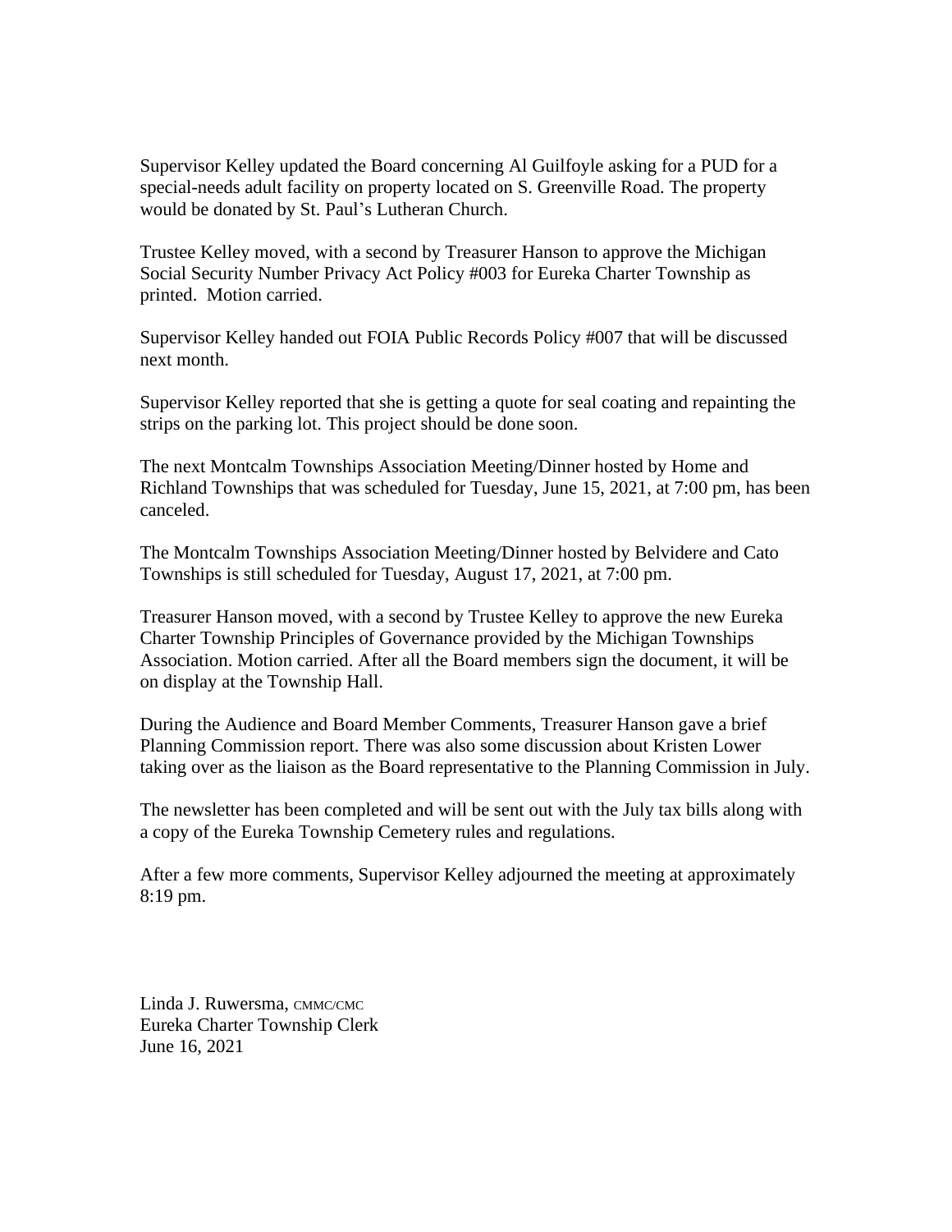Supervisor Kelley updated the Board concerning Al Guilfoyle asking for a PUD for a special-needs adult facility on property located on S. Greenville Road. The property would be donated by St. Paul's Lutheran Church.

Trustee Kelley moved, with a second by Treasurer Hanson to approve the Michigan Social Security Number Privacy Act Policy #003 for Eureka Charter Township as printed. Motion carried.

Supervisor Kelley handed out FOIA Public Records Policy #007 that will be discussed next month.

Supervisor Kelley reported that she is getting a quote for seal coating and repainting the strips on the parking lot. This project should be done soon.

The next Montcalm Townships Association Meeting/Dinner hosted by Home and Richland Townships that was scheduled for Tuesday, June 15, 2021, at 7:00 pm, has been canceled.

The Montcalm Townships Association Meeting/Dinner hosted by Belvidere and Cato Townships is still scheduled for Tuesday, August 17, 2021, at 7:00 pm.

Treasurer Hanson moved, with a second by Trustee Kelley to approve the new Eureka Charter Township Principles of Governance provided by the Michigan Townships Association. Motion carried. After all the Board members sign the document, it will be on display at the Township Hall.

During the Audience and Board Member Comments, Treasurer Hanson gave a brief Planning Commission report. There was also some discussion about Kristen Lower taking over as the liaison as the Board representative to the Planning Commission in July.

The newsletter has been completed and will be sent out with the July tax bills along with a copy of the Eureka Township Cemetery rules and regulations.

After a few more comments, Supervisor Kelley adjourned the meeting at approximately 8:19 pm.

Linda J. Ruwersma, CMMC/CMC
Eureka Charter Township Clerk
June 16, 2021